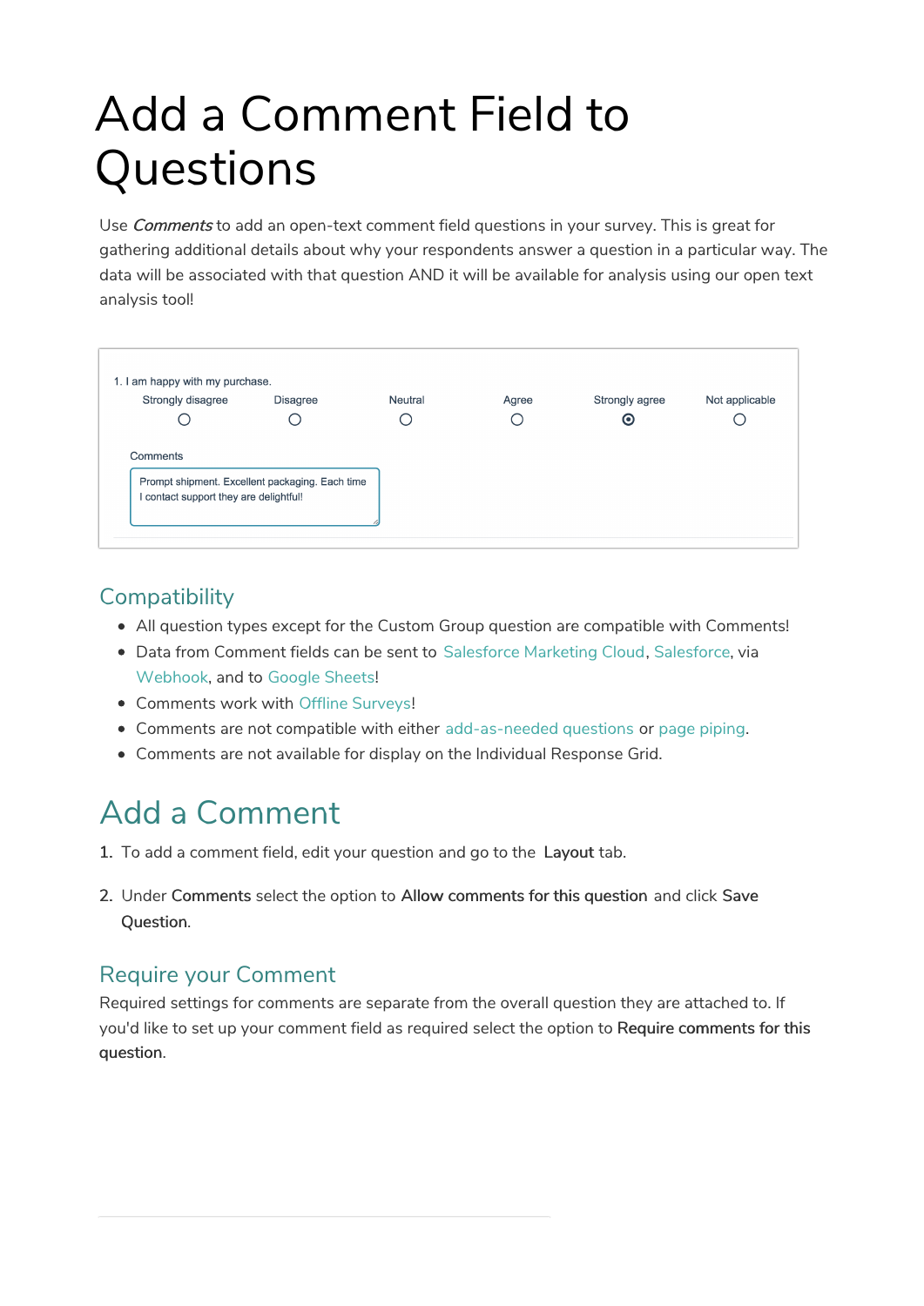# Add a Comment Field to Questions

Use *Comments* to add an open-text comment field questions in your survey. This is great for gathering additional details about why your respondents answer a question in a particular way. The data will be associated with that question AND it will be available for analysis using our open text analysis tool!

1. I am happy with my purchase.

| Strongly disagree | Disagree | Neutral | Agree | Strongly agree | Not applicable |
|---|---|---|---|---|---|
| ○ | ○ | ○ | ○ | ◉ | ○ |

Comments

Prompt shipment. Excellent packaging. Each time I contact support they are delightful!

## Compatibility

- All question types except for the Custom Group question are compatible with Comments!
- Data from Comment fields can be sent to Salesforce Marketing Cloud, Salesforce, via Webhook, and to Google Sheets!
- Comments work with Offline Surveys!
- Comments are not compatible with either add-as-needed questions or page piping.
- Comments are not available for display on the Individual Response Grid.

# Add a Comment

1. To add a comment field, edit your question and go to the **Layout** tab.
2. Under **Comments** select the option to **Allow comments for this question** and click **Save Question**.

## Require your Comment

Required settings for comments are separate from the overall question they are attached to. If you'd like to set up your comment field as required select the option to **Require comments for this question**.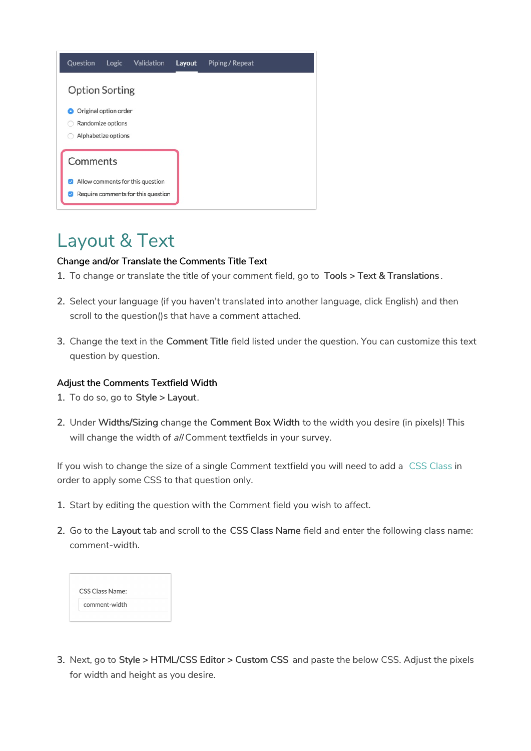Question Logic Validation Layout Piping / Repeat

Option Sorting

- Original option order
- Randomize options
- Alphabetize options

Comments

- Allow comments for this question
- Require comments for this question

# Layout & Text

### Change and/or Translate the Comments Title Text

1. To change or translate the title of your comment field, go to **Tools > Text & Translations**.

2. Select your language (if you haven't translated into another language, click English) and then scroll to the question()s that have a comment attached.

3. Change the text in the **Comment Title** field listed under the question. You can customize this text question by question.

### Adjust the Comments Textfield Width

1. To do so, go to **Style > Layout**.

2. Under **Widths/Sizing** change the **Comment Box Width** to the width you desire (in pixels)! This will change the width of *all* Comment textfields in your survey.

If you wish to change the size of a single Comment textfield you will need to add a CSS Class in order to apply some CSS to that question only.

1. Start by editing the question with the Comment field you wish to affect.

2. Go to the **Layout** tab and scroll to the **CSS Class Name** field and enter the following class name: comment-width.

CSS Class Name:

comment-width

3. Next, go to **Style > HTML/CSS Editor > Custom CSS** and paste the below CSS. Adjust the pixels for width and height as you desire.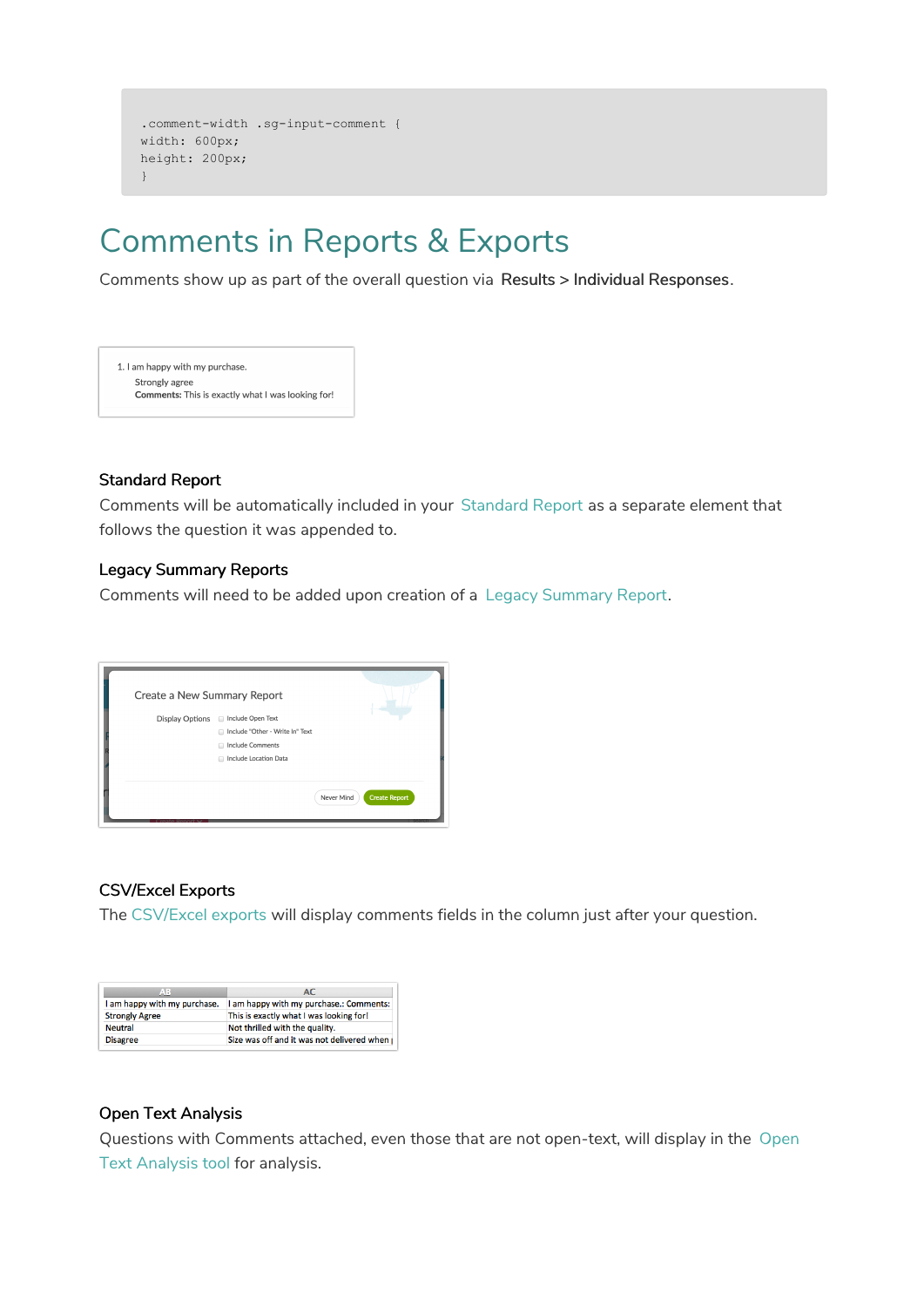```
.comment-width .sg-input-comment {
width: 600px;
height: 200px;
}
```

# Comments in Reports & Exports

Comments show up as part of the overall question via **Results > Individual Responses**.

### Standard Report

Comments will be automatically included in your Standard Report as a separate element that follows the question it was appended to.

### Legacy Summary Reports

Comments will need to be added upon creation of a Legacy Summary Report.

### CSV/Excel Exports

The CSV/Excel exports will display comments fields in the column just after your question.

### Open Text Analysis

Questions with Comments attached, even those that are not open-text, will display in the Open Text Analysis tool for analysis.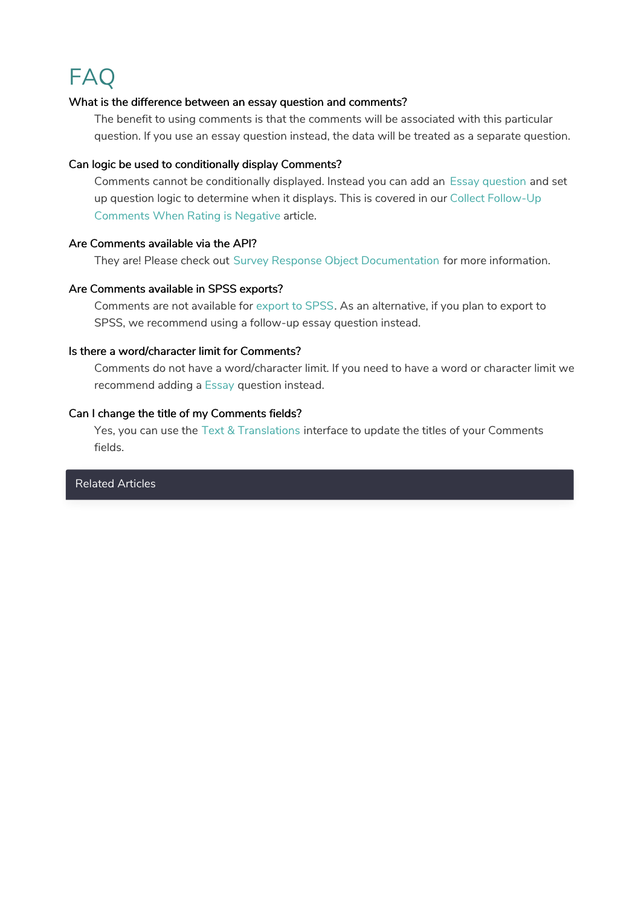# FAQ

**What is the difference between an essay question and comments?**

The benefit to using comments is that the comments will be associated with this particular question. If you use an essay question instead, the data will be treated as a separate question.

**Can logic be used to conditionally display Comments?**

Comments cannot be conditionally displayed. Instead you can add an Essay question and set up question logic to determine when it displays. This is covered in our Collect Follow-Up Comments When Rating is Negative article.

**Are Comments available via the API?**

They are! Please check out Survey Response Object Documentation for more information.

**Are Comments available in SPSS exports?**

Comments are not available for export to SPSS. As an alternative, if you plan to export to SPSS, we recommend using a follow-up essay question instead.

**Is there a word/character limit for Comments?**

Comments do not have a word/character limit. If you need to have a word or character limit we recommend adding a Essay question instead.

**Can I change the title of my Comments fields?**

Yes, you can use the Text & Translations interface to update the titles of your Comments fields.

Related Articles